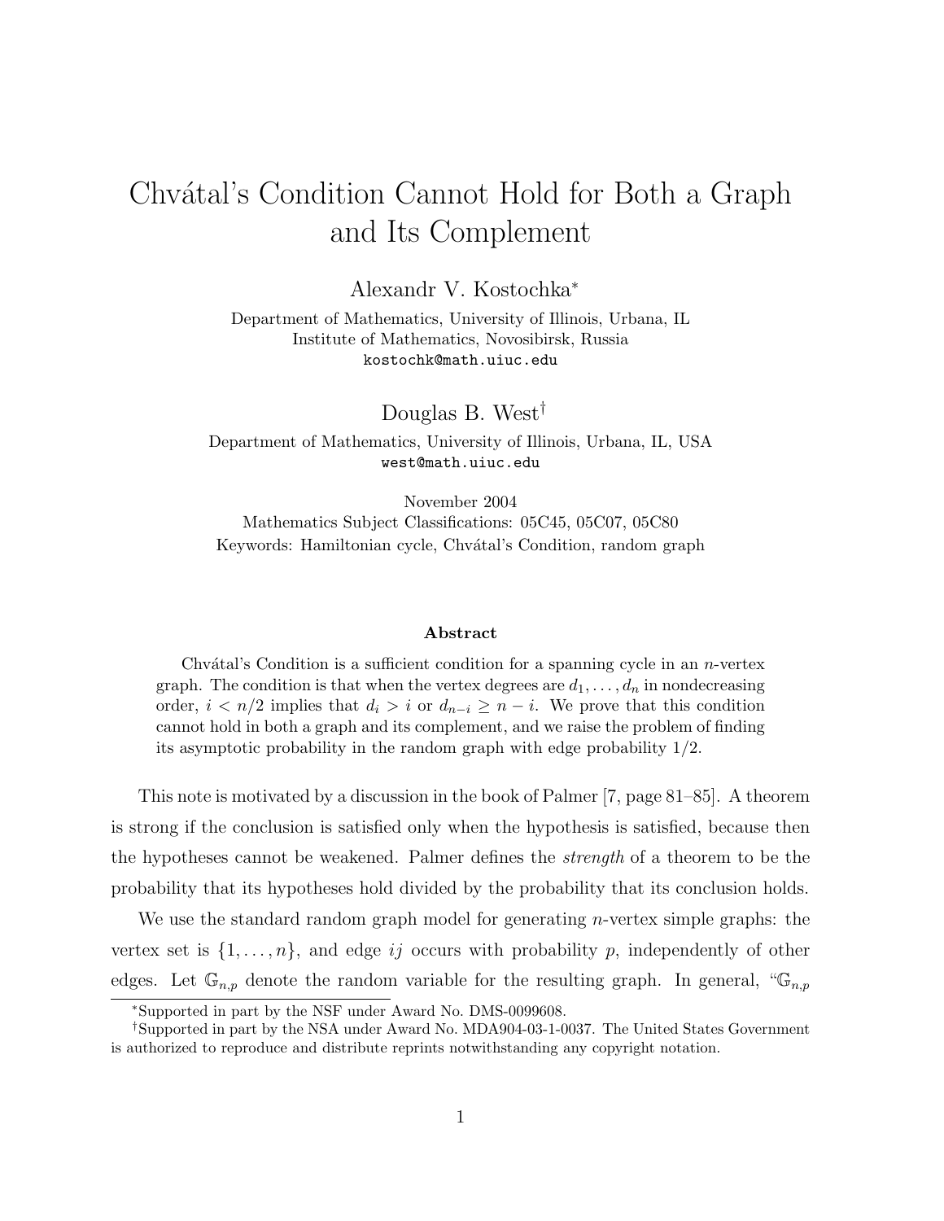# Chvátal's Condition Cannot Hold for Both a Graph and Its Complement

Alexandr V. Kostochka*

Department of Mathematics, University of Illinois, Urbana, IL
Institute of Mathematics, Novosibirsk, Russia
kostochk@math.uiuc.edu

Douglas B. West†

Department of Mathematics, University of Illinois, Urbana, IL, USA
west@math.uiuc.edu

November 2004
Mathematics Subject Classifications: 05C45, 05C07, 05C80
Keywords: Hamiltonian cycle, Chvátal's Condition, random graph

**Abstract**

Chvátal's Condition is a sufficient condition for a spanning cycle in an $n$-vertex graph. The condition is that when the vertex degrees are $d_1, \dots, d_n$ in nondecreasing order, $i < n/2$ implies that $d_i > i$ or $d_{n-i} \geq n - i$. We prove that this condition cannot hold in both a graph and its complement, and we raise the problem of finding its asymptotic probability in the random graph with edge probability 1/2.

This note is motivated by a discussion in the book of Palmer [7, page 81–85]. A theorem is strong if the conclusion is satisfied only when the hypothesis is satisfied, because then the hypotheses cannot be weakened. Palmer defines the *strength* of a theorem to be the probability that its hypotheses hold divided by the probability that its conclusion holds.

We use the standard random graph model for generating $n$-vertex simple graphs: the vertex set is $\{1, \dots, n\}$, and edge $ij$ occurs with probability $p$, independently of other edges. Let $\mathbb{G}_{n,p}$ denote the random variable for the resulting graph. In general, "$\mathbb{G}_{n,p}$

*Supported in part by the NSF under Award No. DMS-0099608.

†Supported in part by the NSA under Award No. MDA904-03-1-0037. The United States Government is authorized to reproduce and distribute reprints notwithstanding any copyright notation.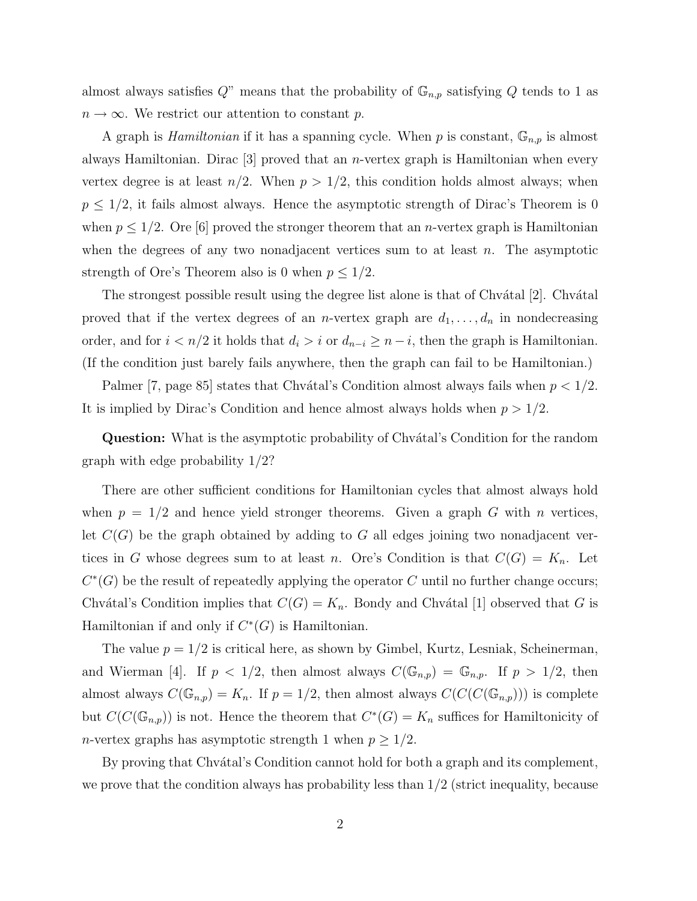almost always satisfies $Q$" means that the probability of $\mathbb{G}_{n,p}$ satisfying $Q$ tends to 1 as $n \to \infty$. We restrict our attention to constant $p$.

A graph is *Hamiltonian* if it has a spanning cycle. When $p$ is constant, $\mathbb{G}_{n,p}$ is almost always Hamiltonian. Dirac [3] proved that an $n$-vertex graph is Hamiltonian when every vertex degree is at least $n/2$. When $p > 1/2$, this condition holds almost always; when $p \le 1/2$, it fails almost always. Hence the asymptotic strength of Dirac's Theorem is 0 when $p \le 1/2$. Ore [6] proved the stronger theorem that an $n$-vertex graph is Hamiltonian when the degrees of any two nonadjacent vertices sum to at least $n$. The asymptotic strength of Ore's Theorem also is 0 when $p \le 1/2$.

The strongest possible result using the degree list alone is that of Chvátal [2]. Chvátal proved that if the vertex degrees of an $n$-vertex graph are $d_1, \ldots, d_n$ in nondecreasing order, and for $i < n/2$ it holds that $d_i > i$ or $d_{n-i} \ge n - i$, then the graph is Hamiltonian. (If the condition just barely fails anywhere, then the graph can fail to be Hamiltonian.)

Palmer [7, page 85] states that Chvátal's Condition almost always fails when $p < 1/2$. It is implied by Dirac's Condition and hence almost always holds when $p > 1/2$.

**Question:** What is the asymptotic probability of Chvátal's Condition for the random graph with edge probability $1/2$?

There are other sufficient conditions for Hamiltonian cycles that almost always hold when $p = 1/2$ and hence yield stronger theorems. Given a graph $G$ with $n$ vertices, let $C(G)$ be the graph obtained by adding to $G$ all edges joining two nonadjacent vertices in $G$ whose degrees sum to at least $n$. Ore's Condition is that $C(G) = K_n$. Let $C^*(G)$ be the result of repeatedly applying the operator $C$ until no further change occurs; Chvátal's Condition implies that $C(G) = K_n$. Bondy and Chvátal [1] observed that $G$ is Hamiltonian if and only if $C^*(G)$ is Hamiltonian.

The value $p = 1/2$ is critical here, as shown by Gimbel, Kurtz, Lesniak, Scheinerman, and Wierman [4]. If $p < 1/2$, then almost always $C(\mathbb{G}_{n,p}) = \mathbb{G}_{n,p}$. If $p > 1/2$, then almost always $C(\mathbb{G}_{n,p}) = K_n$. If $p = 1/2$, then almost always $C(C(C(\mathbb{G}_{n,p})))$ is complete but $C(C(\mathbb{G}_{n,p}))$ is not. Hence the theorem that $C^*(G) = K_n$ suffices for Hamiltonicity of $n$-vertex graphs has asymptotic strength 1 when $p \ge 1/2$.

By proving that Chvátal's Condition cannot hold for both a graph and its complement, we prove that the condition always has probability less than $1/2$ (strict inequality, because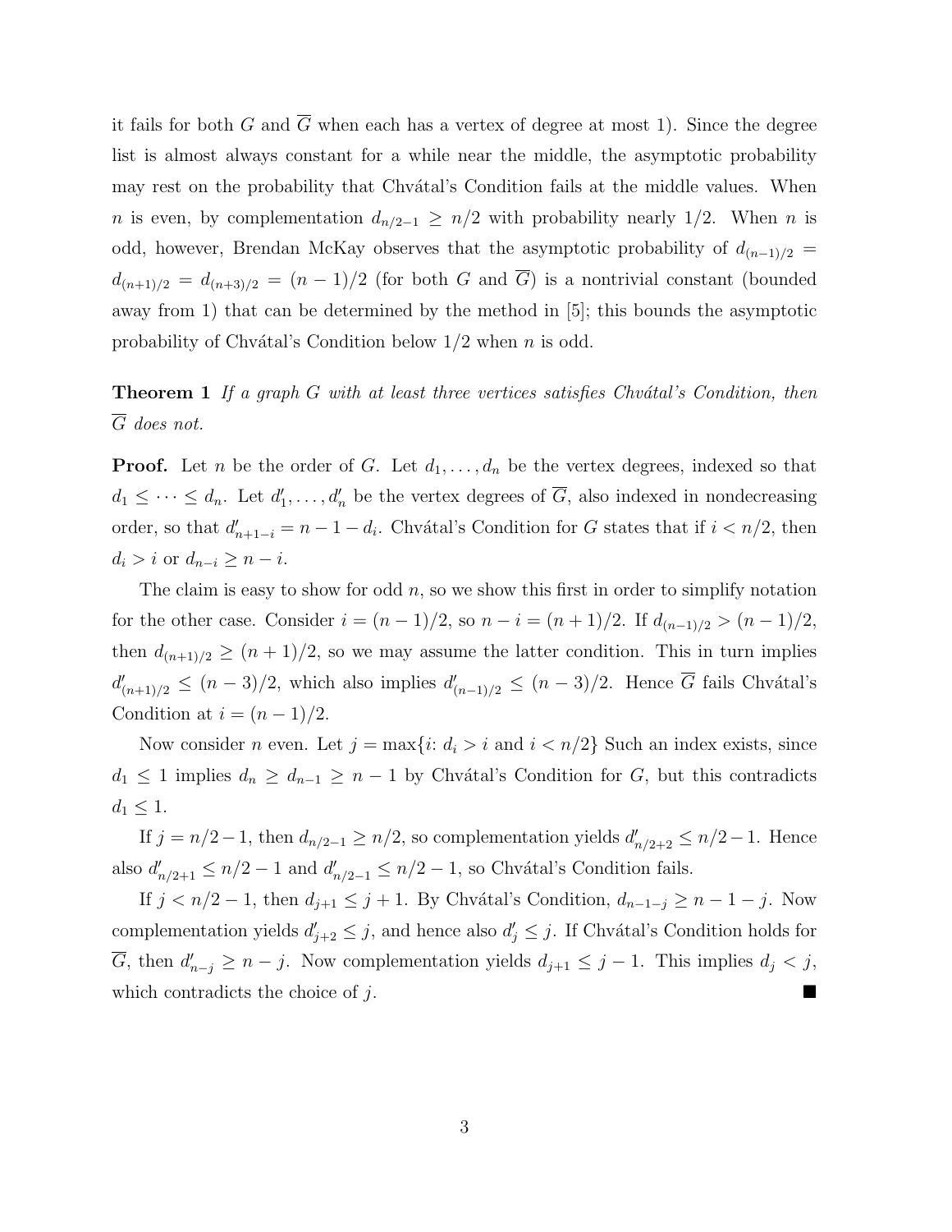it fails for both $G$ and $\overline{G}$ when each has a vertex of degree at most 1). Since the degree list is almost always constant for a while near the middle, the asymptotic probability may rest on the probability that Chvátal's Condition fails at the middle values. When $n$ is even, by complementation $d_{n/2-1} \geq n/2$ with probability nearly 1/2. When $n$ is odd, however, Brendan McKay observes that the asymptotic probability of $d_{(n-1)/2} = d_{(n+1)/2} = d_{(n+3)/2} = (n-1)/2$ (for both $G$ and $\overline{G}$) is a nontrivial constant (bounded away from 1) that can be determined by the method in [5]; this bounds the asymptotic probability of Chvátal's Condition below 1/2 when $n$ is odd.

**Theorem 1** *If a graph $G$ with at least three vertices satisfies Chvátal's Condition, then $\overline{G}$ does not.*

**Proof.** Let $n$ be the order of $G$. Let $d_1, \ldots, d_n$ be the vertex degrees, indexed so that $d_1 \leq \cdots \leq d_n$. Let $d'_1, \ldots, d'_n$ be the vertex degrees of $\overline{G}$, also indexed in nondecreasing order, so that $d'_{n+1-i} = n - 1 - d_i$. Chvátal's Condition for $G$ states that if $i < n/2$, then $d_i > i$ or $d_{n-i} \geq n - i$.

The claim is easy to show for odd $n$, so we show this first in order to simplify notation for the other case. Consider $i = (n-1)/2$, so $n - i = (n+1)/2$. If $d_{(n-1)/2} > (n-1)/2$, then $d_{(n+1)/2} \geq (n+1)/2$, so we may assume the latter condition. This in turn implies $d'_{(n+1)/2} \leq (n-3)/2$, which also implies $d'_{(n-1)/2} \leq (n-3)/2$. Hence $\overline{G}$ fails Chvátal's Condition at $i = (n-1)/2$.

Now consider $n$ even. Let $j = \max\{i\colon d_i > i \text{ and } i < n/2\}$ Such an index exists, since $d_1 \leq 1$ implies $d_n \geq d_{n-1} \geq n-1$ by Chvátal's Condition for $G$, but this contradicts $d_1 \leq 1$.

If $j = n/2 - 1$, then $d_{n/2-1} \geq n/2$, so complementation yields $d'_{n/2+2} \leq n/2 - 1$. Hence also $d'_{n/2+1} \leq n/2 - 1$ and $d'_{n/2-1} \leq n/2 - 1$, so Chvátal's Condition fails.

If $j < n/2 - 1$, then $d_{j+1} \leq j + 1$. By Chvátal's Condition, $d_{n-1-j} \geq n - 1 - j$. Now complementation yields $d'_{j+2} \leq j$, and hence also $d'_j \leq j$. If Chvátal's Condition holds for $\overline{G}$, then $d'_{n-j} \geq n - j$. Now complementation yields $d_{j+1} \leq j - 1$. This implies $d_j < j$, which contradicts the choice of $j$. ■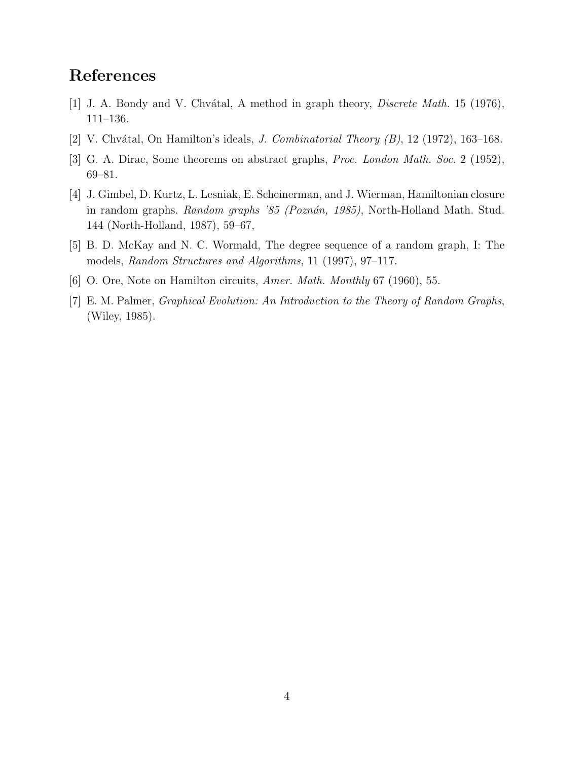## References

[1] J. A. Bondy and V. Chvátal, A method in graph theory, *Discrete Math.* 15 (1976), 111–136.

[2] V. Chvátal, On Hamilton's ideals, *J. Combinatorial Theory (B)*, 12 (1972), 163–168.

[3] G. A. Dirac, Some theorems on abstract graphs, *Proc. London Math. Soc.* 2 (1952), 69–81.

[4] J. Gimbel, D. Kurtz, L. Lesniak, E. Scheinerman, and J. Wierman, Hamiltonian closure in random graphs. *Random graphs '85 (Poznán, 1985)*, North-Holland Math. Stud. 144 (North-Holland, 1987), 59–67,

[5] B. D. McKay and N. C. Wormald, The degree sequence of a random graph, I: The models, *Random Structures and Algorithms*, 11 (1997), 97–117.

[6] O. Ore, Note on Hamilton circuits, *Amer. Math. Monthly* 67 (1960), 55.

[7] E. M. Palmer, *Graphical Evolution: An Introduction to the Theory of Random Graphs*, (Wiley, 1985).